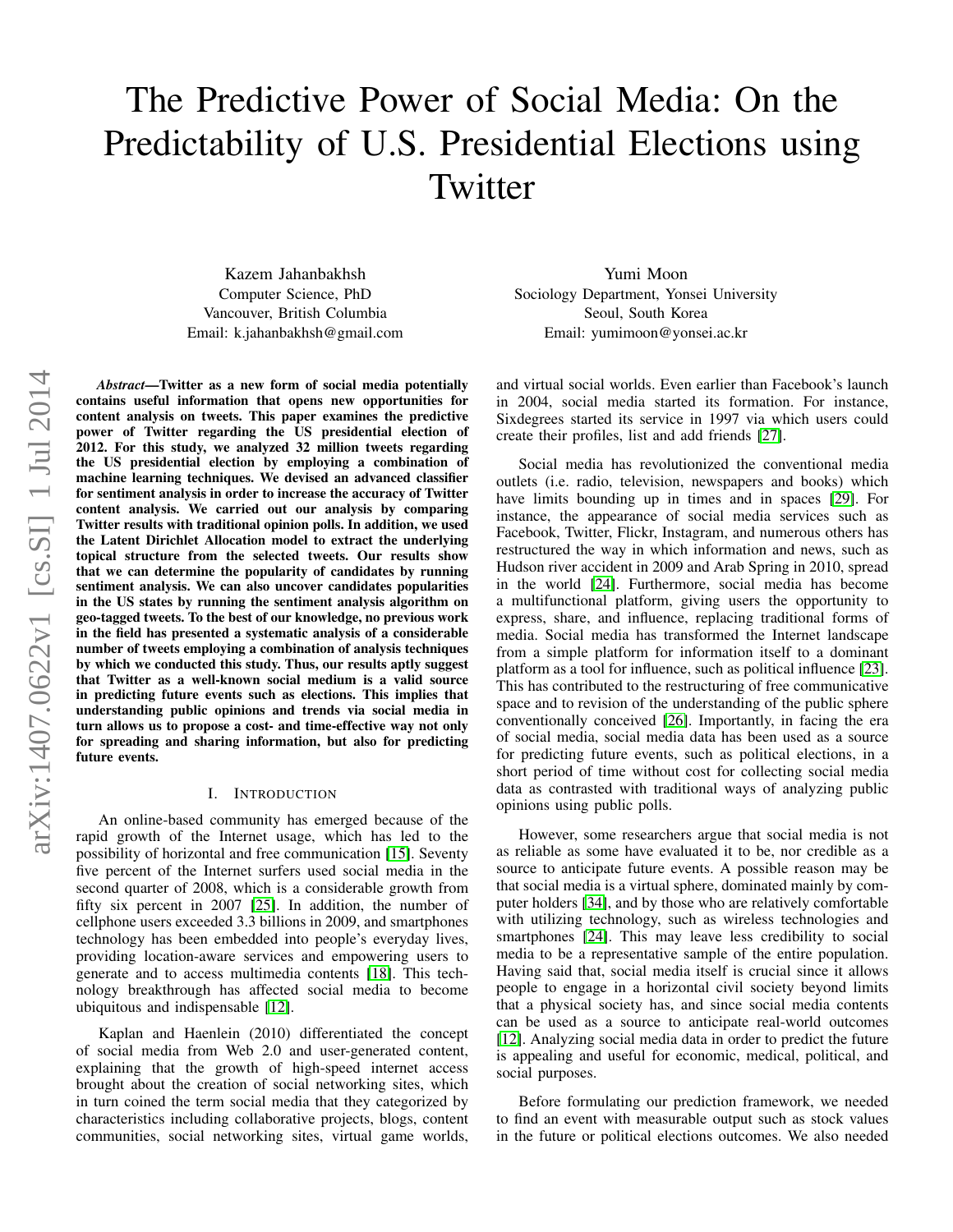# The Predictive Power of Social Media: On the Predictability of U.S. Presidential Elections using Twitter

Kazem Jahanbakhsh
Computer Science, PhD
Vancouver, British Columbia
Email: k.jahanbakhsh@gmail.com

Yumi Moon
Sociology Department, Yonsei University
Seoul, South Korea
Email: yumimoon@yonsei.ac.kr

***Abstract*—Twitter as a new form of social media potentially contains useful information that opens new opportunities for content analysis on tweets. This paper examines the predictive power of Twitter regarding the US presidential election of 2012. For this study, we analyzed 32 million tweets regarding the US presidential election by employing a combination of machine learning techniques. We devised an advanced classifier for sentiment analysis in order to increase the accuracy of Twitter content analysis. We carried out our analysis by comparing Twitter results with traditional opinion polls. In addition, we used the Latent Dirichlet Allocation model to extract the underlying topical structure from the selected tweets. Our results show that we can determine the popularity of candidates by running sentiment analysis. We can also uncover candidates popularities in the US states by running the sentiment analysis algorithm on geo-tagged tweets. To the best of our knowledge, no previous work in the field has presented a systematic analysis of a considerable number of tweets employing a combination of analysis techniques by which we conducted this study. Thus, our results aptly suggest that Twitter as a well-known social medium is a valid source in predicting future events such as elections. This implies that understanding public opinions and trends via social media in turn allows us to propose a cost- and time-effective way not only for spreading and sharing information, but also for predicting future events.**

## I. Introduction

An online-based community has emerged because of the rapid growth of the Internet usage, which has led to the possibility of horizontal and free communication [15]. Seventy five percent of the Internet surfers used social media in the second quarter of 2008, which is a considerable growth from fifty six percent in 2007 [25]. In addition, the number of cellphone users exceeded 3.3 billions in 2009, and smartphones technology has been embedded into people's everyday lives, providing location-aware services and empowering users to generate and to access multimedia contents [18]. This technology breakthrough has affected social media to become ubiquitous and indispensable [12].

Kaplan and Haenlein (2010) differentiated the concept of social media from Web 2.0 and user-generated content, explaining that the growth of high-speed internet access brought about the creation of social networking sites, which in turn coined the term social media that they categorized by characteristics including collaborative projects, blogs, content communities, social networking sites, virtual game worlds, and virtual social worlds. Even earlier than Facebook's launch in 2004, social media started its formation. For instance, Sixdegrees started its service in 1997 via which users could create their profiles, list and add friends [27].

Social media has revolutionized the conventional media outlets (i.e. radio, television, newspapers and books) which have limits bounding up in times and in spaces [29]. For instance, the appearance of social media services such as Facebook, Twitter, Flickr, Instagram, and numerous others has restructured the way in which information and news, such as Hudson river accident in 2009 and Arab Spring in 2010, spread in the world [24]. Furthermore, social media has become a multifunctional platform, giving users the opportunity to express, share, and influence, replacing traditional forms of media. Social media has transformed the Internet landscape from a simple platform for information itself to a dominant platform as a tool for influence, such as political influence [23]. This has contributed to the restructuring of free communicative space and to revision of the understanding of the public sphere conventionally conceived [26]. Importantly, in facing the era of social media, social media data has been used as a source for predicting future events, such as political elections, in a short period of time without cost for collecting social media data as contrasted with traditional ways of analyzing public opinions using public polls.

However, some researchers argue that social media is not as reliable as some have evaluated it to be, nor credible as a source to anticipate future events. A possible reason may be that social media is a virtual sphere, dominated mainly by computer holders [34], and by those who are relatively comfortable with utilizing technology, such as wireless technologies and smartphones [24]. This may leave less credibility to social media to be a representative sample of the entire population. Having said that, social media itself is crucial since it allows people to engage in a horizontal civil society beyond limits that a physical society has, and since social media contents can be used as a source to anticipate real-world outcomes [12]. Analyzing social media data in order to predict the future is appealing and useful for economic, medical, political, and social purposes.

Before formulating our prediction framework, we needed to find an event with measurable output such as stock values in the future or political elections outcomes. We also needed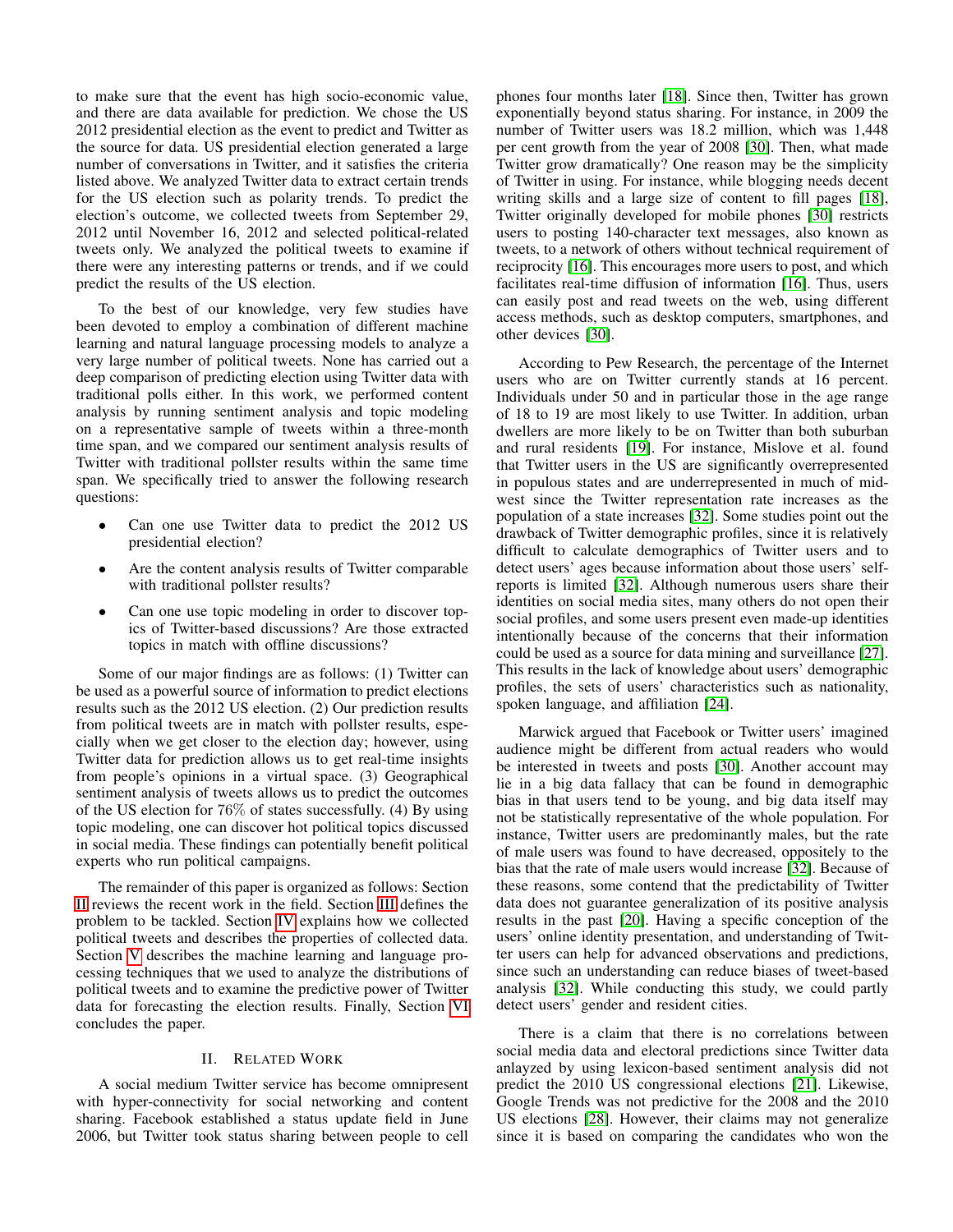to make sure that the event has high socio-economic value, and there are data available for prediction. We chose the US 2012 presidential election as the event to predict and Twitter as the source for data. US presidential election generated a large number of conversations in Twitter, and it satisfies the criteria listed above. We analyzed Twitter data to extract certain trends for the US election such as polarity trends. To predict the election's outcome, we collected tweets from September 29, 2012 until November 16, 2012 and selected political-related tweets only. We analyzed the political tweets to examine if there were any interesting patterns or trends, and if we could predict the results of the US election.

To the best of our knowledge, very few studies have been devoted to employ a combination of different machine learning and natural language processing models to analyze a very large number of political tweets. None has carried out a deep comparison of predicting election using Twitter data with traditional polls either. In this work, we performed content analysis by running sentiment analysis and topic modeling on a representative sample of tweets within a three-month time span, and we compared our sentiment analysis results of Twitter with traditional pollster results within the same time span. We specifically tried to answer the following research questions:

- Can one use Twitter data to predict the 2012 US presidential election?
- Are the content analysis results of Twitter comparable with traditional pollster results?
- Can one use topic modeling in order to discover topics of Twitter-based discussions? Are those extracted topics in match with offline discussions?

Some of our major findings are as follows: (1) Twitter can be used as a powerful source of information to predict elections results such as the 2012 US election. (2) Our prediction results from political tweets are in match with pollster results, especially when we get closer to the election day; however, using Twitter data for prediction allows us to get real-time insights from people's opinions in a virtual space. (3) Geographical sentiment analysis of tweets allows us to predict the outcomes of the US election for 76% of states successfully. (4) By using topic modeling, one can discover hot political topics discussed in social media. These findings can potentially benefit political experts who run political campaigns.

The remainder of this paper is organized as follows: Section II reviews the recent work in the field. Section III defines the problem to be tackled. Section IV explains how we collected political tweets and describes the properties of collected data. Section V describes the machine learning and language processing techniques that we used to analyze the distributions of political tweets and to examine the predictive power of Twitter data for forecasting the election results. Finally, Section VI concludes the paper.

## II. Related Work

A social medium Twitter service has become omnipresent with hyper-connectivity for social networking and content sharing. Facebook established a status update field in June 2006, but Twitter took status sharing between people to cell phones four months later [18]. Since then, Twitter has grown exponentially beyond status sharing. For instance, in 2009 the number of Twitter users was 18.2 million, which was 1,448 per cent growth from the year of 2008 [30]. Then, what made Twitter grow dramatically? One reason may be the simplicity of Twitter in using. For instance, while blogging needs decent writing skills and a large size of content to fill pages [18], Twitter originally developed for mobile phones [30] restricts users to posting 140-character text messages, also known as tweets, to a network of others without technical requirement of reciprocity [16]. This encourages more users to post, and which facilitates real-time diffusion of information [16]. Thus, users can easily post and read tweets on the web, using different access methods, such as desktop computers, smartphones, and other devices [30].

According to Pew Research, the percentage of the Internet users who are on Twitter currently stands at 16 percent. Individuals under 50 and in particular those in the age range of 18 to 19 are most likely to use Twitter. In addition, urban dwellers are more likely to be on Twitter than both suburban and rural residents [19]. For instance, Mislove et al. found that Twitter users in the US are significantly overrepresented in populous states and are underrepresented in much of mid-west since the Twitter representation rate increases as the population of a state increases [32]. Some studies point out the drawback of Twitter demographic profiles, since it is relatively difficult to calculate demographics of Twitter users and to detect users' ages because information about those users' self-reports is limited [32]. Although numerous users share their identities on social media sites, many others do not open their social profiles, and some users present even made-up identities intentionally because of the concerns that their information could be used as a source for data mining and surveillance [27]. This results in the lack of knowledge about users' demographic profiles, the sets of users' characteristics such as nationality, spoken language, and affiliation [24].

Marwick argued that Facebook or Twitter users' imagined audience might be different from actual readers who would be interested in tweets and posts [30]. Another account may lie in a big data fallacy that can be found in demographic bias in that users tend to be young, and big data itself may not be statistically representative of the whole population. For instance, Twitter users are predominantly males, but the rate of male users was found to have decreased, oppositely to the bias that the rate of male users would increase [32]. Because of these reasons, some contend that the predictability of Twitter data does not guarantee generalization of its positive analysis results in the past [20]. Having a specific conception of the users' online identity presentation, and understanding of Twitter users can help for advanced observations and predictions, since such an understanding can reduce biases of tweet-based analysis [32]. While conducting this study, we could partly detect users' gender and resident cities.

There is a claim that there is no correlations between social media data and electoral predictions since Twitter data anlayzed by using lexicon-based sentiment analysis did not predict the 2010 US congressional elections [21]. Likewise, Google Trends was not predictive for the 2008 and the 2010 US elections [28]. However, their claims may not generalize since it is based on comparing the candidates who won the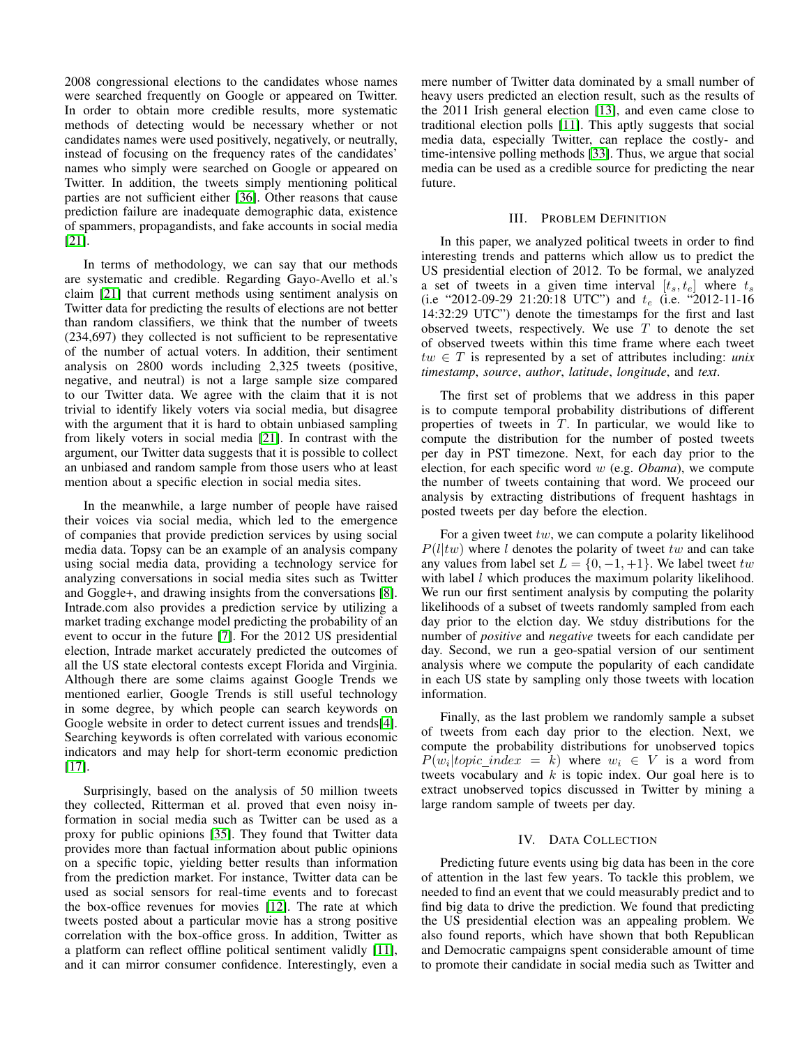2008 congressional elections to the candidates whose names were searched frequently on Google or appeared on Twitter. In order to obtain more credible results, more systematic methods of detecting would be necessary whether or not candidates names were used positively, negatively, or neutrally, instead of focusing on the frequency rates of the candidates' names who simply were searched on Google or appeared on Twitter. In addition, the tweets simply mentioning political parties are not sufficient either [36]. Other reasons that cause prediction failure are inadequate demographic data, existence of spammers, propagandists, and fake accounts in social media [21].

In terms of methodology, we can say that our methods are systematic and credible. Regarding Gayo-Avello et al.'s claim [21] that current methods using sentiment analysis on Twitter data for predicting the results of elections are not better than random classifiers, we think that the number of tweets (234,697) they collected is not sufficient to be representative of the number of actual voters. In addition, their sentiment analysis on 2800 words including 2,325 tweets (positive, negative, and neutral) is not a large sample size compared to our Twitter data. We agree with the claim that it is not trivial to identify likely voters via social media, but disagree with the argument that it is hard to obtain unbiased sampling from likely voters in social media [21]. In contrast with the argument, our Twitter data suggests that it is possible to collect an unbiased and random sample from those users who at least mention about a specific election in social media sites.

In the meanwhile, a large number of people have raised their voices via social media, which led to the emergence of companies that provide prediction services by using social media data. Topsy can be an example of an analysis company using social media data, providing a technology service for analyzing conversations in social media sites such as Twitter and Goggle+, and drawing insights from the conversations [8]. Intrade.com also provides a prediction service by utilizing a market trading exchange model predicting the probability of an event to occur in the future [7]. For the 2012 US presidential election, Intrade market accurately predicted the outcomes of all the US state electoral contests except Florida and Virginia. Although there are some claims against Google Trends we mentioned earlier, Google Trends is still useful technology in some degree, by which people can search keywords on Google website in order to detect current issues and trends[4]. Searching keywords is often correlated with various economic indicators and may help for short-term economic prediction [17].

Surprisingly, based on the analysis of 50 million tweets they collected, Ritterman et al. proved that even noisy information in social media such as Twitter can be used as a proxy for public opinions [35]. They found that Twitter data provides more than factual information about public opinions on a specific topic, yielding better results than information from the prediction market. For instance, Twitter data can be used as social sensors for real-time events and to forecast the box-office revenues for movies [12]. The rate at which tweets posted about a particular movie has a strong positive correlation with the box-office gross. In addition, Twitter as a platform can reflect offline political sentiment validly [11], and it can mirror consumer confidence. Interestingly, even a mere number of Twitter data dominated by a small number of heavy users predicted an election result, such as the results of the 2011 Irish general election [13], and even came close to traditional election polls [11]. This aptly suggests that social media data, especially Twitter, can replace the costly- and time-intensive polling methods [33]. Thus, we argue that social media can be used as a credible source for predicting the near future.

## III. Problem Definition

In this paper, we analyzed political tweets in order to find interesting trends and patterns which allow us to predict the US presidential election of 2012. To be formal, we analyzed a set of tweets in a given time interval $[t_s, t_e]$ where $t_s$ (i.e "2012-09-29 21:20:18 UTC") and $t_e$ (i.e. "2012-11-16 14:32:29 UTC") denote the timestamps for the first and last observed tweets, respectively. We use $T$ to denote the set of observed tweets within this time frame where each tweet $tw \in T$ is represented by a set of attributes including: *unix timestamp*, *source*, *author*, *latitude*, *longitude*, and *text*.

The first set of problems that we address in this paper is to compute temporal probability distributions of different properties of tweets in $T$. In particular, we would like to compute the distribution for the number of posted tweets per day in PST timezone. Next, for each day prior to the election, for each specific word $w$ (e.g. *Obama*), we compute the number of tweets containing that word. We proceed our analysis by extracting distributions of frequent hashtags in posted tweets per day before the election.

For a given tweet $tw$, we can compute a polarity likelihood $P(l|tw)$ where $l$ denotes the polarity of tweet $tw$ and can take any values from label set $L = \{0, -1, +1\}$. We label tweet $tw$ with label $l$ which produces the maximum polarity likelihood. We run our first sentiment analysis by computing the polarity likelihoods of a subset of tweets randomly sampled from each day prior to the elction day. We stduy distributions for the number of *positive* and *negative* tweets for each candidate per day. Second, we run a geo-spatial version of our sentiment analysis where we compute the popularity of each candidate in each US state by sampling only those tweets with location information.

Finally, as the last problem we randomly sample a subset of tweets from each day prior to the election. Next, we compute the probability distributions for unobserved topics $P(w_i|topic\_index = k)$ where $w_i \in V$ is a word from tweets vocabulary and $k$ is topic index. Our goal here is to extract unobserved topics discussed in Twitter by mining a large random sample of tweets per day.

## IV. Data Collection

Predicting future events using big data has been in the core of attention in the last few years. To tackle this problem, we needed to find an event that we could measurably predict and to find big data to drive the prediction. We found that predicting the US presidential election was an appealing problem. We also found reports, which have shown that both Republican and Democratic campaigns spent considerable amount of time to promote their candidate in social media such as Twitter and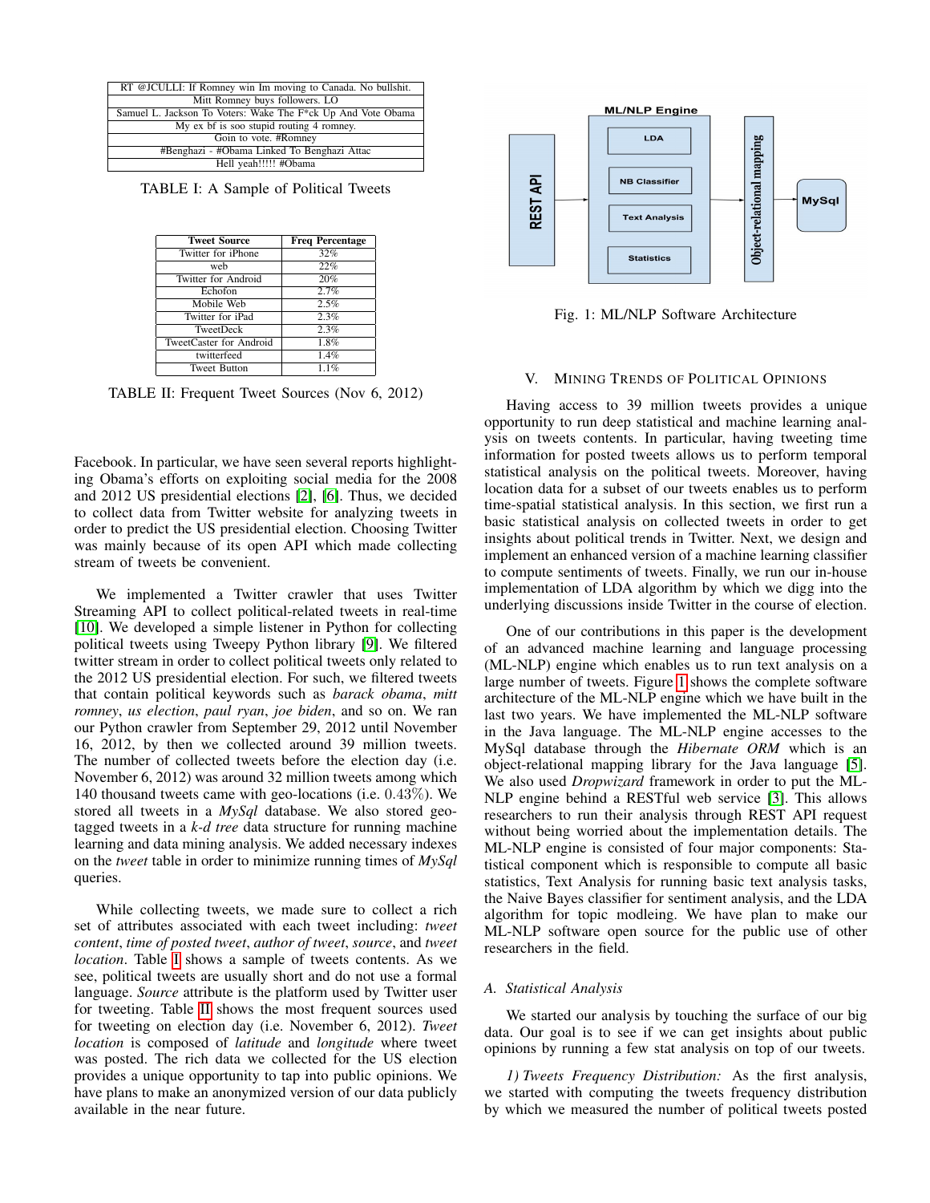| RT @JCULLI: If Romney win Im moving to Canada. No bullshit. |
|---|
| Mitt Romney buys followers. LO |
| Samuel L. Jackson To Voters: Wake The F*ck Up And Vote Obama |
| My ex bf is soo stupid routing 4 romney. |
| Goin to vote. #Romney |
| #Benghazi - #Obama Linked To Benghazi Attac |
| Hell yeah!!!!! #Obama |

TABLE I: A Sample of Political Tweets

| Tweet Source | Freq Percentage |
|---|---|
| Twitter for iPhone | 32% |
| web | 22% |
| Twitter for Android | 20% |
| Echofon | 2.7% |
| Mobile Web | 2.5% |
| Twitter for iPad | 2.3% |
| TweetDeck | 2.3% |
| TweetCaster for Android | 1.8% |
| twitterfeed | 1.4% |
| Tweet Button | 1.1% |

TABLE II: Frequent Tweet Sources (Nov 6, 2012)

Facebook. In particular, we have seen several reports highlighting Obama's efforts on exploiting social media for the 2008 and 2012 US presidential elections [2], [6]. Thus, we decided to collect data from Twitter website for analyzing tweets in order to predict the US presidential election. Choosing Twitter was mainly because of its open API which made collecting stream of tweets be convenient.

We implemented a Twitter crawler that uses Twitter Streaming API to collect political-related tweets in real-time [10]. We developed a simple listener in Python for collecting political tweets using Tweepy Python library [9]. We filtered twitter stream in order to collect political tweets only related to the 2012 US presidential election. For such, we filtered tweets that contain political keywords such as *barack obama*, *mitt romney*, *us election*, *paul ryan*, *joe biden*, and so on. We ran our Python crawler from September 29, 2012 until November 16, 2012, by then we collected around 39 million tweets. The number of collected tweets before the election day (i.e. November 6, 2012) was around 32 million tweets among which 140 thousand tweets came with geo-locations (i.e. 0.43%). We stored all tweets in a *MySql* database. We also stored geo-tagged tweets in a *k-d tree* data structure for running machine learning and data mining analysis. We added necessary indexes on the *tweet* table in order to minimize running times of *MySql* queries.

While collecting tweets, we made sure to collect a rich set of attributes associated with each tweet including: *tweet content*, *time of posted tweet*, *author of tweet*, *source*, and *tweet location*. Table I shows a sample of tweets contents. As we see, political tweets are usually short and do not use a formal language. *Source* attribute is the platform used by Twitter user for tweeting. Table II shows the most frequent sources used for tweeting on election day (i.e. November 6, 2012). *Tweet location* is composed of *latitude* and *longitude* where tweet was posted. The rich data we collected for the US election provides a unique opportunity to tap into public opinions. We have plans to make an anonymized version of our data publicly available in the near future.

Fig. 1: ML/NLP Software Architecture

## V. Mining Trends of Political Opinions

Having access to 39 million tweets provides a unique opportunity to run deep statistical and machine learning analysis on tweets contents. In particular, having tweeting time information for posted tweets allows us to perform temporal statistical analysis on the political tweets. Moreover, having location data for a subset of our tweets enables us to perform time-spatial statistical analysis. In this section, we first run a basic statistical analysis on collected tweets in order to get insights about political trends in Twitter. Next, we design and implement an enhanced version of a machine learning classifier to compute sentiments of tweets. Finally, we run our in-house implementation of LDA algorithm by which we digg into the underlying discussions inside Twitter in the course of election.

One of our contributions in this paper is the development of an advanced machine learning and language processing (ML-NLP) engine which enables us to run text analysis on a large number of tweets. Figure 1 shows the complete software architecture of the ML-NLP engine which we have built in the last two years. We have implemented the ML-NLP software in the Java language. The ML-NLP engine accesses to the MySql database through the *Hibernate ORM* which is an object-relational mapping library for the Java language [5]. We also used *Dropwizard* framework in order to put the ML-NLP engine behind a RESTful web service [3]. This allows researchers to run their analysis through REST API request without being worried about the implementation details. The ML-NLP engine is consisted of four major components: Statistical component which is responsible to compute all basic statistics, Text Analysis for running basic text analysis tasks, the Naive Bayes classifier for sentiment analysis, and the LDA algorithm for topic modleing. We have plan to make our ML-NLP software open source for the public use of other researchers in the field.

### A. Statistical Analysis

We started our analysis by touching the surface of our big data. Our goal is to see if we can get insights about public opinions by running a few stat analysis on top of our tweets.

*1) Tweets Frequency Distribution:* As the first analysis, we started with computing the tweets frequency distribution by which we measured the number of political tweets posted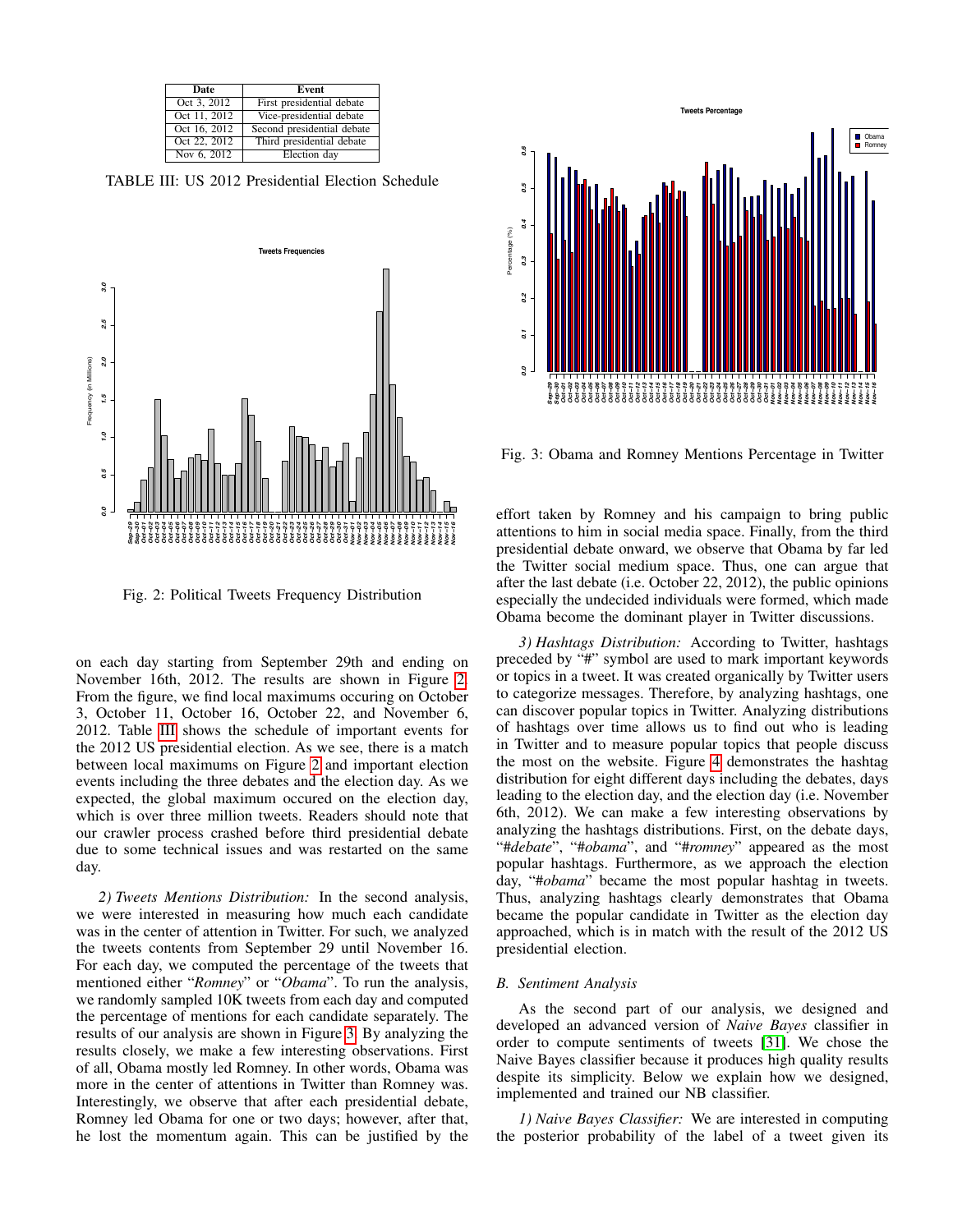| Date | Event |
|---|---|
| Oct 3, 2012 | First presidential debate |
| Oct 11, 2012 | Vice-presidential debate |
| Oct 16, 2012 | Second presidential debate |
| Oct 22, 2012 | Third presidential debate |
| Nov 6, 2012 | Election day |

TABLE III: US 2012 Presidential Election Schedule

Fig. 2: Political Tweets Frequency Distribution

on each day starting from September 29th and ending on November 16th, 2012. The results are shown in Figure 2. From the figure, we find local maximums occuring on October 3, October 11, October 16, October 22, and November 6, 2012. Table III shows the schedule of important events for the 2012 US presidential election. As we see, there is a match between local maximums on Figure 2 and important election events including the three debates and the election day. As we expected, the global maximum occured on the election day, which is over three million tweets. Readers should note that our crawler process crashed before third presidential debate due to some technical issues and was restarted on the same day.

*2) Tweets Mentions Distribution:* In the second analysis, we were interested in measuring how much each candidate was in the center of attention in Twitter. For such, we analyzed the tweets contents from September 29 until November 16. For each day, we computed the percentage of the tweets that mentioned either "*Romney*" or "*Obama*". To run the analysis, we randomly sampled 10K tweets from each day and computed the percentage of mentions for each candidate separately. The results of our analysis are shown in Figure 3. By analyzing the results closely, we make a few interesting observations. First of all, Obama mostly led Romney. In other words, Obama was more in the center of attentions in Twitter than Romney was. Interestingly, we observe that after each presidential debate, Romney led Obama for one or two days; however, after that, he lost the momentum again. This can be justified by the effort taken by Romney and his campaign to bring public attentions to him in social media space. Finally, from the third presidential debate onward, we observe that Obama by far led the Twitter social medium space. Thus, one can argue that after the last debate (i.e. October 22, 2012), the public opinions especially the undecided individuals were formed, which made Obama become the dominant player in Twitter discussions.

Fig. 3: Obama and Romney Mentions Percentage in Twitter

*3) Hashtags Distribution:* According to Twitter, hashtags preceded by "#" symbol are used to mark important keywords or topics in a tweet. It was created organically by Twitter users to categorize messages. Therefore, by analyzing hashtags, one can discover popular topics in Twitter. Analyzing distributions of hashtags over time allows us to find out who is leading in Twitter and to measure popular topics that people discuss the most on the website. Figure 4 demonstrates the hashtag distribution for eight different days including the debates, days leading to the election day, and the election day (i.e. November 6th, 2012). We can make a few interesting observations by analyzing the hashtags distributions. First, on the debate days, "*#debate*", "*#obama*", and "*#romney*" appeared as the most popular hashtags. Furthermore, as we approach the election day, "*#obama*" became the most popular hashtag in tweets. Thus, analyzing hashtags clearly demonstrates that Obama became the popular candidate in Twitter as the election day approached, which is in match with the result of the 2012 US presidential election.

### B. Sentiment Analysis

As the second part of our analysis, we designed and developed an advanced version of *Naive Bayes* classifier in order to compute sentiments of tweets [31]. We chose the Naive Bayes classifier because it produces high quality results despite its simplicity. Below we explain how we designed, implemented and trained our NB classifier.

*1) Naive Bayes Classifier:* We are interested in computing the posterior probability of the label of a tweet given its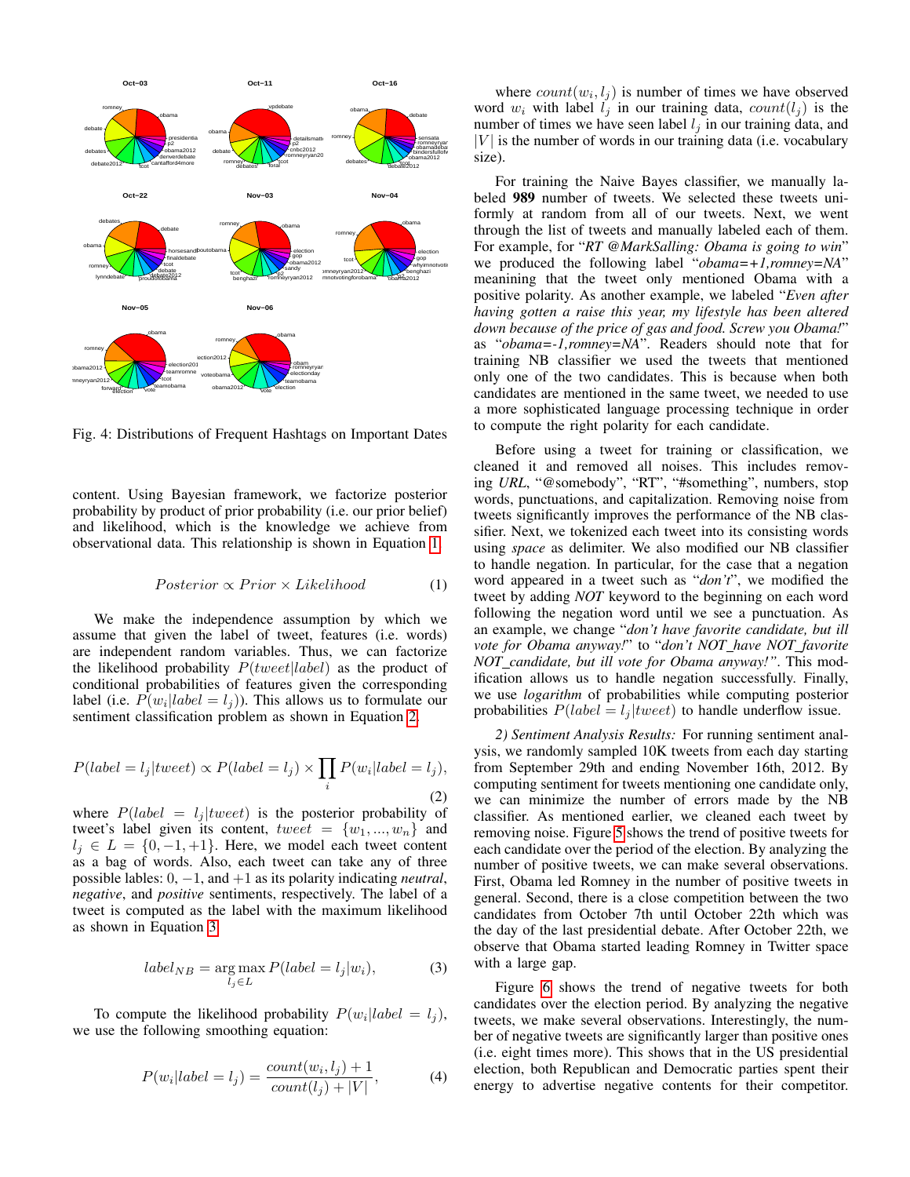Fig. 4: Distributions of Frequent Hashtags on Important Dates

content. Using Bayesian framework, we factorize posterior probability by product of prior probability (i.e. our prior belief) and likelihood, which is the knowledge we achieve from observational data. This relationship is shown in Equation 1.

$$Posterior \propto Prior \times Likelihood \tag{1}$$

We make the independence assumption by which we assume that given the label of tweet, features (i.e. words) are independent random variables. Thus, we can factorize the likelihood probability $P(tweet|label)$ as the product of conditional probabilities of features given the corresponding label (i.e. $P(w_i|label = l_j)$). This allows us to formulate our sentiment classification problem as shown in Equation 2.

$$P(label = l_j|tweet) \propto P(label = l_j) \times \prod_i P(w_i|label = l_j), \tag{2}$$

where $P(label = l_j|tweet)$ is the posterior probability of tweet's label given its content, $tweet = \{w_1, ..., w_n\}$ and $l_j \in L = \{0, -1, +1\}$. Here, we model each tweet content as a bag of words. Also, each tweet can take any of three possible lables: $0$, $-1$, and $+1$ as its polarity indicating *neutral*, *negative*, and *positive* sentiments, respectively. The label of a tweet is computed as the label with the maximum likelihood as shown in Equation 3.

$$label_{NB} = \arg\max_{l_j \in L} P(label = l_j|w_i), \tag{3}$$

To compute the likelihood probability $P(w_i|label = l_j)$, we use the following smoothing equation:

$$P(w_i|label = l_j) = \frac{count(w_i, l_j) + 1}{count(l_j) + |V|}, \tag{4}$$

where $count(w_i, l_j)$ is number of times we have observed word $w_i$ with label $l_j$ in our training data, $count(l_j)$ is the number of times we have seen label $l_j$ in our training data, and $|V|$ is the number of words in our training data (i.e. vocabulary size).

For training the Naive Bayes classifier, we manually labeled **989** number of tweets. We selected these tweets uniformly at random from all of our tweets. Next, we went through the list of tweets and manually labeled each of them. For example, for "*RT @MarkSalling: Obama is going to win*" we produced the following label "*obama=+1,romney=NA*" meaning that the tweet only mentioned Obama with a positive polarity. As another example, we labeled "*Even after having gotten a raise this year, my lifestyle has been altered down because of the price of gas and food. Screw you Obama!*" as "*obama=-1,romney=NA*". Readers should note that for training NB classifier we used the tweets that mentioned only one of the two candidates. This is because when both candidates are mentioned in the same tweet, we needed to use a more sophisticated language processing technique in order to compute the right polarity for each candidate.

Before using a tweet for training or classification, we cleaned it and removed all noises. This includes removing *URL*, "@somebody", "RT", "#something", numbers, stop words, punctuations, and capitalization. Removing noise from tweets significantly improves the performance of the NB classifier. Next, we tokenized each tweet into its consisting words using *space* as delimiter. We also modified our NB classifier to handle negation. In particular, for the case that a negation word appeared in a tweet such as "*don't*", we modified the tweet by adding *NOT* keyword to the beginning on each word following the negation word until we see a punctuation. As an example, we change "*don't have favorite candidate, but ill vote for Obama anyway!*" to "*don't NOT_have NOT_favorite NOT_candidate, but ill vote for Obama anyway!"*. This modification allows us to handle negation successfully. Finally, we use *logarithm* of probabilities while computing posterior probabilities $P(label = l_j|tweet)$ to handle underflow issue.

*2) Sentiment Analysis Results:* For running sentiment analysis, we randomly sampled 10K tweets from each day starting from September 29th and ending November 16th, 2012. By computing sentiment for tweets mentioning one candidate only, we can minimize the number of errors made by the NB classifier. As mentioned earlier, we cleaned each tweet by removing noise. Figure 5 shows the trend of positive tweets for each candidate over the period of the election. By analyzing the number of positive tweets, we can make several observations. First, Obama led Romney in the number of positive tweets in general. Second, there is a close competition between the two candidates from October 7th until October 22th which was the day of the last presidential debate. After October 22th, we observe that Obama started leading Romney in Twitter space with a large gap.

Figure 6 shows the trend of negative tweets for both candidates over the election period. By analyzing the negative tweets, we make several observations. Interestingly, the number of negative tweets are significantly larger than positive ones (i.e. eight times more). This shows that in the US presidential election, both Republican and Democratic parties spent their energy to advertise negative contents for their competitor.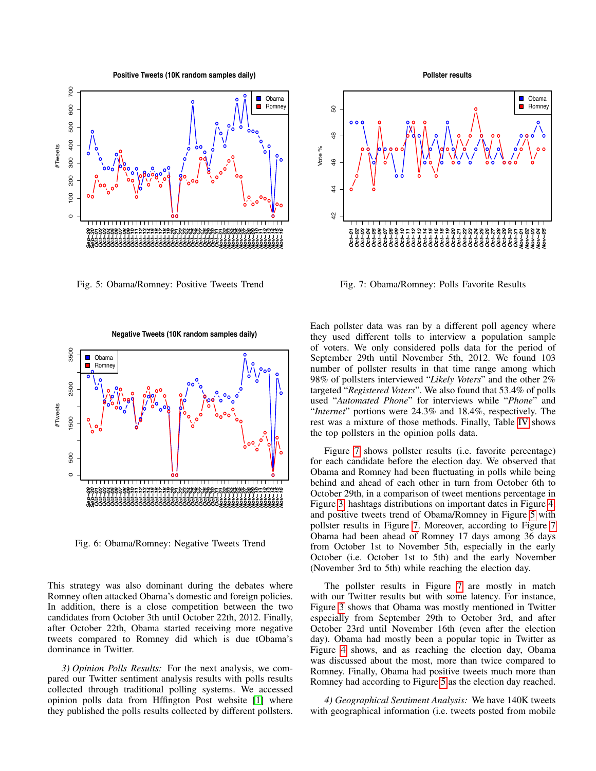Fig. 5: Obama/Romney: Positive Tweets Trend

Fig. 7: Obama/Romney: Polls Favorite Results

Fig. 6: Obama/Romney: Negative Tweets Trend

This strategy was also dominant during the debates where Romney often attacked Obama's domestic and foreign policies. In addition, there is a close competition between the two candidates from October 3th until October 22th, 2012. Finally, after October 22th, Obama started receiving more negative tweets compared to Romney did which is due tObama's dominance in Twitter.

*3) Opinion Polls Results:* For the next analysis, we compared our Twitter sentiment analysis results with polls results collected through traditional polling systems. We accessed opinion polls data from Hffington Post website [1] where they published the polls results collected by different pollsters. Each pollster data was ran by a different poll agency where they used different tolls to interview a population sample of voters. We only considered polls data for the period of September 29th until November 5th, 2012. We found 103 number of pollster results in that time range among which 98% of pollsters interviewed "*Likely Voters*" and the other 2% targeted "*Registered Voters*". We also found that 53.4% of polls used "*Automated Phone*" for interviews while "*Phone*" and "*Internet*" portions were 24.3% and 18.4%, respectively. The rest was a mixture of those methods. Finally, Table IV shows the top pollsters in the opinion polls data.

Figure 7 shows pollster results (i.e. favorite percentage) for each candidate before the election day. We observed that Obama and Romney had been fluctuating in polls while being behind and ahead of each other in turn from October 6th to October 29th, in a comparison of tweet mentions percentage in Figure 3, hashtags distributions on important dates in Figure 4, and positive tweets trend of Obama/Romney in Figure 5 with pollster results in Figure 7. Moreover, according to Figure 7 Obama had been ahead of Romney 17 days among 36 days from October 1st to November 5th, especially in the early October (i.e. October 1st to 5th) and the early November (November 3rd to 5th) while reaching the election day.

The pollster results in Figure 7 are mostly in match with our Twitter results but with some latency. For instance, Figure 3 shows that Obama was mostly mentioned in Twitter especially from September 29th to October 3rd, and after October 23rd until November 16th (even after the election day). Obama had mostly been a popular topic in Twitter as Figure 4 shows, and as reaching the election day, Obama was discussed about the most, more than twice compared to Romney. Finally, Obama had positive tweets much more than Romney had according to Figure 5 as the election day reached.

*4) Geographical Sentiment Analysis:* We have 140K tweets with geographical information (i.e. tweets posted from mobile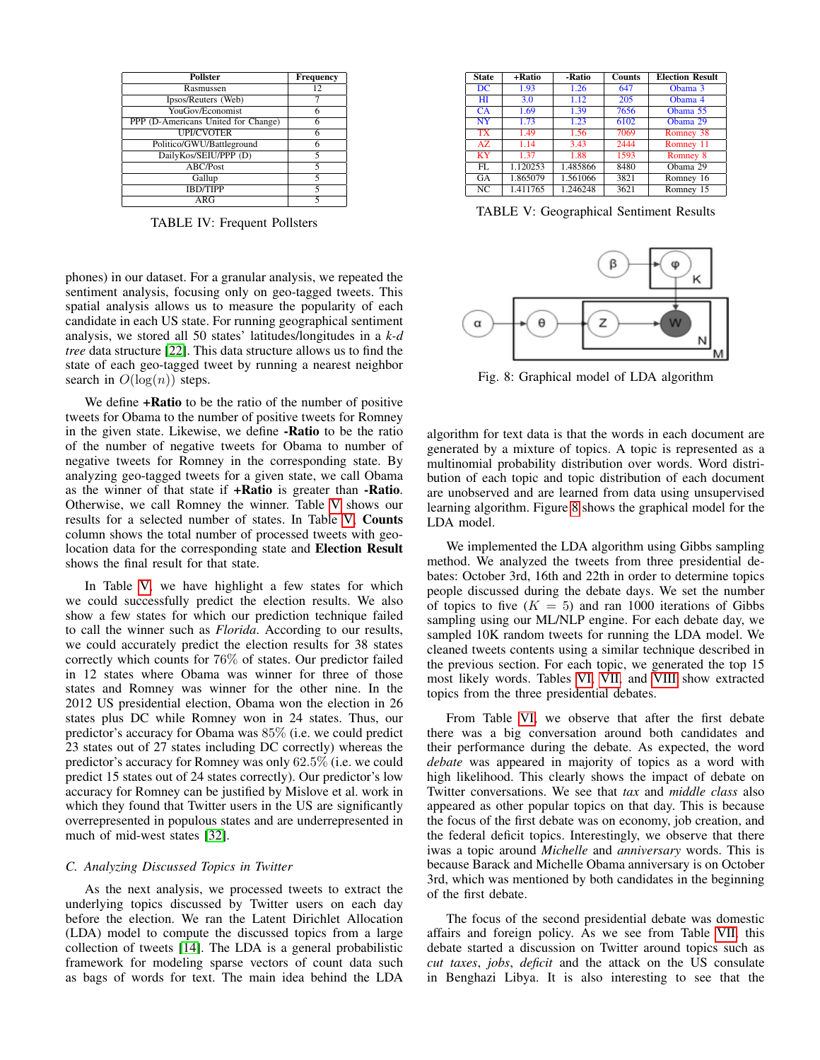| Pollster | Frequency |
| --- | --- |
| Rasmussen | 12 |
| Ipsos/Reuters (Web) | 7 |
| YouGov/Economist | 6 |
| PPP (D-Americans United for Change) | 6 |
| UPI/CVOTER | 6 |
| Politico/GWU/Battleground | 6 |
| DailyKos/SEIU/PPP (D) | 5 |
| ABC/Post | 5 |
| Gallup | 5 |
| IBD/TIPP | 5 |
| ARG | 5 |

TABLE IV: Frequent Pollsters

phones) in our dataset. For a granular analysis, we repeated the sentiment analysis, focusing only on geo-tagged tweets. This spatial analysis allows us to measure the popularity of each candidate in each US state. For running geographical sentiment analysis, we stored all 50 states' latitudes/longitudes in a *k-d tree* data structure [22]. This data structure allows us to find the state of each geo-tagged tweet by running a nearest neighbor search in $O(\log(n))$ steps.

We define **+Ratio** to be the ratio of the number of positive tweets for Obama to the number of positive tweets for Romney in the given state. Likewise, we define **-Ratio** to be the ratio of the number of negative tweets for Obama to number of negative tweets for Romney in the corresponding state. By analyzing geo-tagged tweets for a given state, we call Obama as the winner of that state if **+Ratio** is greater than **-Ratio**. Otherwise, we call Romney the winner. Table V shows our results for a selected number of states. In Table V, **Counts** column shows the total number of processed tweets with geo-location data for the corresponding state and **Election Result** shows the final result for that state.

In Table V, we have highlight a few states for which we could successfully predict the election results. We also show a few states for which our prediction technique failed to call the winner such as *Florida*. According to our results, we could accurately predict the election results for 38 states correctly which counts for 76% of states. Our predictor failed in 12 states where Obama was winner for three of those states and Romney was winner for the other nine. In the 2012 US presidential election, Obama won the election in 26 states plus DC while Romney won in 24 states. Thus, our predictor's accuracy for Obama was 85% (i.e. we could predict 23 states out of 27 states including DC correctly) whereas the predictor's accuracy for Romney was only 62.5% (i.e. we could predict 15 states out of 24 states correctly). Our predictor's low accuracy for Romney can be justified by Mislove et al. work in which they found that Twitter users in the US are significantly overrepresented in populous states and are underrepresented in much of mid-west states [32].

### C. Analyzing Discussed Topics in Twitter

As the next analysis, we processed tweets to extract the underlying topics discussed by Twitter users on each day before the election. We ran the Latent Dirichlet Allocation (LDA) model to compute the discussed topics from a large collection of tweets [14]. The LDA is a general probabilistic framework for modeling sparse vectors of count data such as bags of words for text. The main idea behind the LDA

| State | +Ratio | -Ratio | Counts | Election Result |
| --- | --- | --- | --- | --- |
| DC | 1.93 | 1.26 | 647 | Obama 3 |
| HI | 3.0 | 1.12 | 205 | Obama 4 |
| CA | 1.69 | 1.39 | 7656 | Obama 55 |
| NY | 1.73 | 1.23 | 6102 | Obama 29 |
| TX | 1.49 | 1.56 | 7069 | Romney 38 |
| AZ | 1.14 | 3.43 | 2444 | Romney 11 |
| KY | 1.37 | 1.88 | 1593 | Romney 8 |
| FL | 1.120253 | 1.485866 | 8480 | Obama 29 |
| GA | 1.865079 | 1.561066 | 3821 | Romney 16 |
| NC | 1.411765 | 1.246248 | 3621 | Romney 15 |

TABLE V: Geographical Sentiment Results

Fig. 8: Graphical model of LDA algorithm

algorithm for text data is that the words in each document are generated by a mixture of topics. A topic is represented as a multinomial probability distribution over words. Word distribution of each topic and topic distribution of each document are unobserved and are learned from data using unsupervised learning algorithm. Figure 8 shows the graphical model for the LDA model.

We implemented the LDA algorithm using Gibbs sampling method. We analyzed the tweets from three presidential debates: October 3rd, 16th and 22th in order to determine topics people discussed during the debate days. We set the number of topics to five ($K = 5$) and ran 1000 iterations of Gibbs sampling using our ML/NLP engine. For each debate day, we sampled 10K random tweets for running the LDA model. We cleaned tweets contents using a similar technique described in the previous section. For each topic, we generated the top 15 most likely words. Tables VI, VII, and VIII show extracted topics from the three presidential debates.

From Table VI, we observe that after the first debate there was a big conversation around both candidates and their performance during the debate. As expected, the word *debate* was appeared in majority of topics as a word with high likelihood. This clearly shows the impact of debate on Twitter conversations. We see that *tax* and *middle class* also appeared as other popular topics on that day. This is because the focus of the first debate was on economy, job creation, and the federal deficit topics. Interestingly, we observe that there iwas a topic around *Michelle* and *anniversary* words. This is because Barack and Michelle Obama anniversary is on October 3rd, which was mentioned by both candidates in the beginning of the first debate.

The focus of the second presidential debate was domestic affairs and foreign policy. As we see from Table VII, this debate started a discussion on Twitter around topics such as *cut taxes*, *jobs*, *deficit* and the attack on the US consulate in Benghazi Libya. It is also interesting to see that the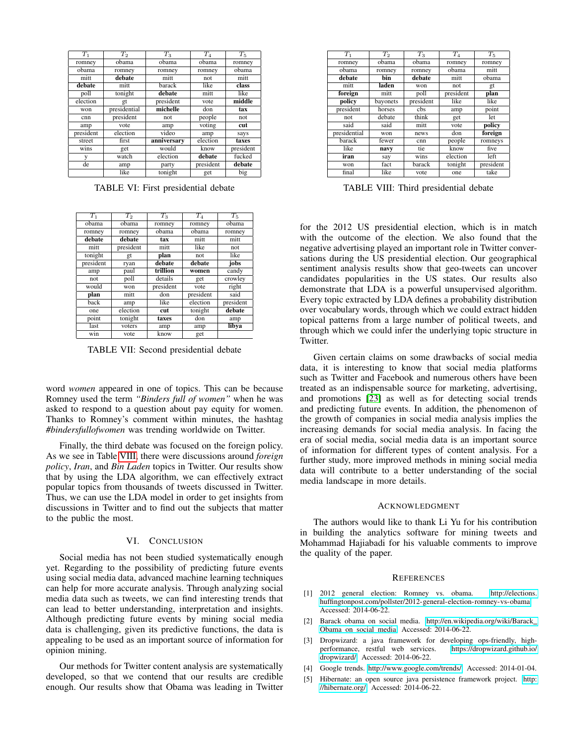| $T_1$ | $T_2$ | $T_3$ | $T_4$ | $T_5$ |
|---|---|---|---|---|
| romney | obama | obama | obama | romney |
| obama | romney | romney | romney | obama |
| mitt | **debate** | mitt | not | mitt |
| **debate** | mitt | barack | like | **class** |
| poll | tonight | **debate** | mitt | like |
| election | gt | president | vote | **middle** |
| won | presidential | **michelle** | don | **tax** |
| cnn | president | not | people | not |
| amp | vote | amp | voting | **cut** |
| president | election | video | amp | says |
| street | first | **anniversary** | election | **taxes** |
| wins | get | would | know | president |
| y | watch | election | **debate** | fucked |
| de | amp | party | president | **debate** |
| | like | tonight | get | big |

TABLE VI: First presidential debate

| $T_1$ | $T_2$ | $T_3$ | $T_4$ | $T_5$ |
|---|---|---|---|---|
| obama | obama | romney | romney | obama |
| romney | romney | obama | obama | romney |
| **debate** | **debate** | **tax** | mitt | mitt |
| mitt | president | mitt | like | not |
| tonight | gt | **plan** | not | like |
| president | ryan | **debate** | **debate** | **jobs** |
| amp | paul | **trillion** | **women** | candy |
| not | poll | details | get | crowley |
| would | won | president | vote | right |
| **plan** | mitt | don | president | said |
| back | amp | like | election | president |
| one | election | **cut** | tonight | **debate** |
| point | tonight | **taxes** | don | amp |
| last | voters | amp | amp | **libya** |
| win | vote | know | get | |

TABLE VII: Second presidential debate

word *women* appeared in one of topics. This can be because Romney used the term *"Binders full of women"* when he was asked to respond to a question about pay equity for women. Thanks to Romney's comment within minutes, the hashtag *#bindersfullofwomen* was trending worldwide on Twitter.

Finally, the third debate was focused on the foreign policy. As we see in Table VIII, there were discussions around *foreign policy*, *Iran*, and *Bin Laden* topics in Twitter. Our results show that by using the LDA algorithm, we can effectively extract popular topics from thousands of tweets discussed in Twitter. Thus, we can use the LDA model in order to get insights from discussions in Twitter and to find out the subjects that matter to the public the most.

## VI. Conclusion

Social media has not been studied systematically enough yet. Regarding to the possibility of predicting future events using social media data, advanced machine learning techniques can help for more accurate analysis. Through analyzing social media data such as tweets, we can find interesting trends that can lead to better understanding, interpretation and insights. Although predicting future events by mining social media data is challenging, given its predictive functions, the data is appealing to be used as an important source of information for opinion mining.

Our methods for Twitter content analysis are systematically developed, so that we contend that our results are credible enough. Our results show that Obama was leading in Twitter for the 2012 US presidential election, which is in match with the outcome of the election. We also found that the negative advertising played an important role in Twitter conversations during the US presidential election. Our geographical sentiment analysis results show that geo-tweets can uncover candidates popularities in the US states. Our results also demonstrate that LDA is a powerful unsupervised algorithm. Every topic extracted by LDA defines a probability distribution over vocabulary words, through which we could extract hidden topical patterns from a large number of political tweets, and through which we could infer the underlying topic structure in Twitter.

| $T_1$ | $T_2$ | $T_3$ | $T_4$ | $T_5$ |
|---|---|---|---|---|
| romney | obama | obama | romney | romney |
| obama | romney | romney | obama | mitt |
| **debate** | **bin** | **debate** | mitt | obama |
| mitt | **laden** | won | not | gt |
| **foreign** | mitt | poll | president | **plan** |
| **policy** | bayonets | president | like | like |
| president | horses | cbs | amp | point |
| not | debate | think | get | let |
| said | said | mitt | vote | **policy** |
| presidential | won | news | don | **foreign** |
| barack | fewer | cnn | people | romneys |
| like | **navy** | tie | know | five |
| **iran** | say | wins | election | left |
| won | fact | barack | tonight | president |
| final | like | vote | one | take |

TABLE VIII: Third presidential debate

Given certain claims on some drawbacks of social media data, it is interesting to know that social media platforms such as Twitter and Facebook and numerous others have been treated as an indispensable source for marketing, advertising, and promotions [23] as well as for detecting social trends and predicting future events. In addition, the phenomenon of the growth of companies in social media analysis implies the increasing demands for social media analysis. In facing the era of social media, social media data is an important source of information for different types of content analysis. For a further study, more improved methods in mining social media data will contribute to a better understanding of the social media landscape in more details.

## Acknowledgment

The authors would like to thank Li Yu for his contribution in building the analytics software for mining tweets and Mohammad Hajiabadi for his valuable comments to improve the quality of the paper.

## References

[1] 2012 general election: Romney vs. obama. http://elections.huffingtonpost.com/pollster/2012-general-election-romney-vs-obama. Accessed: 2014-06-22.

[2] Barack obama on social media. http://en.wikipedia.org/wiki/Barack_Obama_on_social_media. Accessed: 2014-06-22.

[3] Dropwizard: a java framework for developing ops-friendly, high-performance, restful web services. https://dropwizard.github.io/dropwizard/. Accessed: 2014-06-22.

[4] Google trends. http://www.google.com/trends/. Accessed: 2014-01-04.

[5] Hibernate: an open source java persistence framework project. http://hibernate.org/. Accessed: 2014-06-22.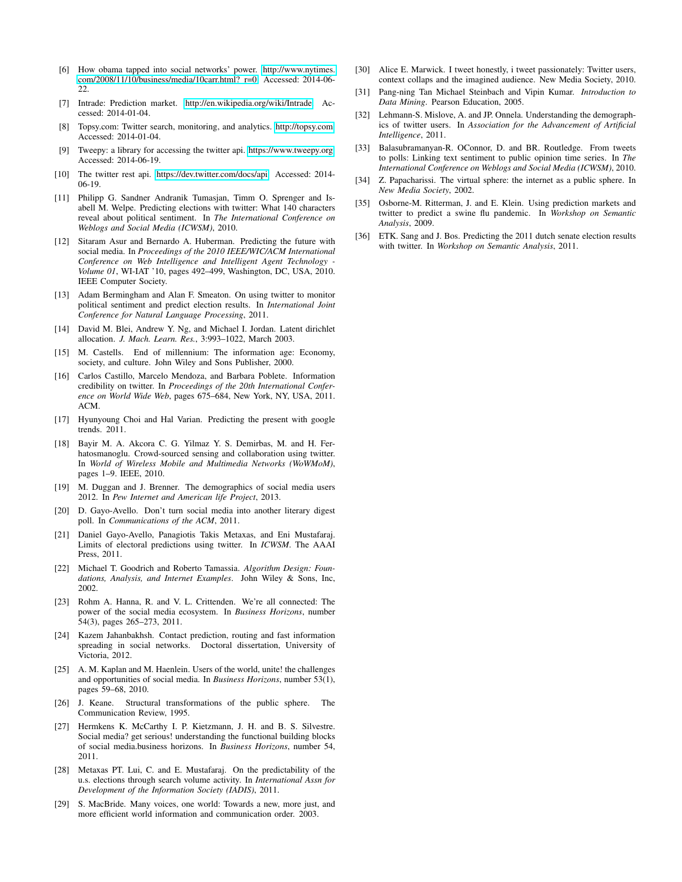[6] How obama tapped into social networks' power. http://www.nytimes.com/2008/11/10/business/media/10carr.html?_r=0. Accessed: 2014-06-22.

[7] Intrade: Prediction market. http://en.wikipedia.org/wiki/Intrade. Accessed: 2014-01-04.

[8] Topsy.com: Twitter search, monitoring, and analytics. http://topsy.com. Accessed: 2014-01-04.

[9] Tweepy: a library for accessing the twitter api. https://www.tweepy.org. Accessed: 2014-06-19.

[10] The twitter rest api. https://dev.twitter.com/docs/api. Accessed: 2014-06-19.

[11] Philipp G. Sandner Andranik Tumasjan, Timm O. Sprenger and Isabell M. Welpe. Predicting elections with twitter: What 140 characters reveal about political sentiment. In *The International Conference on Weblogs and Social Media (ICWSM)*, 2010.

[12] Sitaram Asur and Bernardo A. Huberman. Predicting the future with social media. In *Proceedings of the 2010 IEEE/WIC/ACM International Conference on Web Intelligence and Intelligent Agent Technology - Volume 01*, WI-IAT '10, pages 492–499, Washington, DC, USA, 2010. IEEE Computer Society.

[13] Adam Bermingham and Alan F. Smeaton. On using twitter to monitor political sentiment and predict election results. In *International Joint Conference for Natural Language Processing*, 2011.

[14] David M. Blei, Andrew Y. Ng, and Michael I. Jordan. Latent dirichlet allocation. *J. Mach. Learn. Res.*, 3:993–1022, March 2003.

[15] M. Castells. End of millennium: The information age: Economy, society, and culture. John Wiley and Sons Publisher, 2000.

[16] Carlos Castillo, Marcelo Mendoza, and Barbara Poblete. Information credibility on twitter. In *Proceedings of the 20th International Conference on World Wide Web*, pages 675–684, New York, NY, USA, 2011. ACM.

[17] Hyunyoung Choi and Hal Varian. Predicting the present with google trends. 2011.

[18] Bayir M. A. Akcora C. G. Yilmaz Y. S. Demirbas, M. and H. Ferhatosmanoglu. Crowd-sourced sensing and collaboration using twitter. In *World of Wireless Mobile and Multimedia Networks (WoWMoM)*, pages 1–9. IEEE, 2010.

[19] M. Duggan and J. Brenner. The demographics of social media users 2012. In *Pew Internet and American life Project*, 2013.

[20] D. Gayo-Avello. Don't turn social media into another literary digest poll. In *Communications of the ACM*, 2011.

[21] Daniel Gayo-Avello, Panagiotis Takis Metaxas, and Eni Mustafaraj. Limits of electoral predictions using twitter. In *ICWSM*. The AAAI Press, 2011.

[22] Michael T. Goodrich and Roberto Tamassia. *Algorithm Design: Foundations, Analysis, and Internet Examples*. John Wiley & Sons, Inc, 2002.

[23] Rohm A. Hanna, R. and V. L. Crittenden. We're all connected: The power of the social media ecosystem. In *Business Horizons*, number 54(3), pages 265–273, 2011.

[24] Kazem Jahanbakhsh. Contact prediction, routing and fast information spreading in social networks. Doctoral dissertation, University of Victoria, 2012.

[25] A. M. Kaplan and M. Haenlein. Users of the world, unite! the challenges and opportunities of social media. In *Business Horizons*, number 53(1), pages 59–68, 2010.

[26] J. Keane. Structural transformations of the public sphere. The Communication Review, 1995.

[27] Hermkens K. McCarthy I. P. Kietzmann, J. H. and B. S. Silvestre. Social media? get serious! understanding the functional building blocks of social media.business horizons. In *Business Horizons*, number 54, 2011.

[28] Metaxas PT. Lui, C. and E. Mustafaraj. On the predictability of the u.s. elections through search volume activity. In *International Assn for Development of the Information Society (IADIS)*, 2011.

[29] S. MacBride. Many voices, one world: Towards a new, more just, and more efficient world information and communication order. 2003.

[30] Alice E. Marwick. I tweet honestly, i tweet passionately: Twitter users, context collaps and the imagined audience. New Media Society, 2010.

[31] Pang-ning Tan Michael Steinbach and Vipin Kumar. *Introduction to Data Mining*. Pearson Education, 2005.

[32] Lehmann-S. Mislove, A. and JP. Onnela. Understanding the demographics of twitter users. In *Association for the Advancement of Artificial Intelligence*, 2011.

[33] Balasubramanyan-R. OConnor, D. and BR. Routledge. From tweets to polls: Linking text sentiment to public opinion time series. In *The International Conference on Weblogs and Social Media (ICWSM)*, 2010.

[34] Z. Papacharissi. The virtual sphere: the internet as a public sphere. In *New Media Society*, 2002.

[35] Osborne-M. Ritterman, J. and E. Klein. Using prediction markets and twitter to predict a swine flu pandemic. In *Workshop on Semantic Analysis*, 2009.

[36] ETK. Sang and J. Bos. Predicting the 2011 dutch senate election results with twitter. In *Workshop on Semantic Analysis*, 2011.